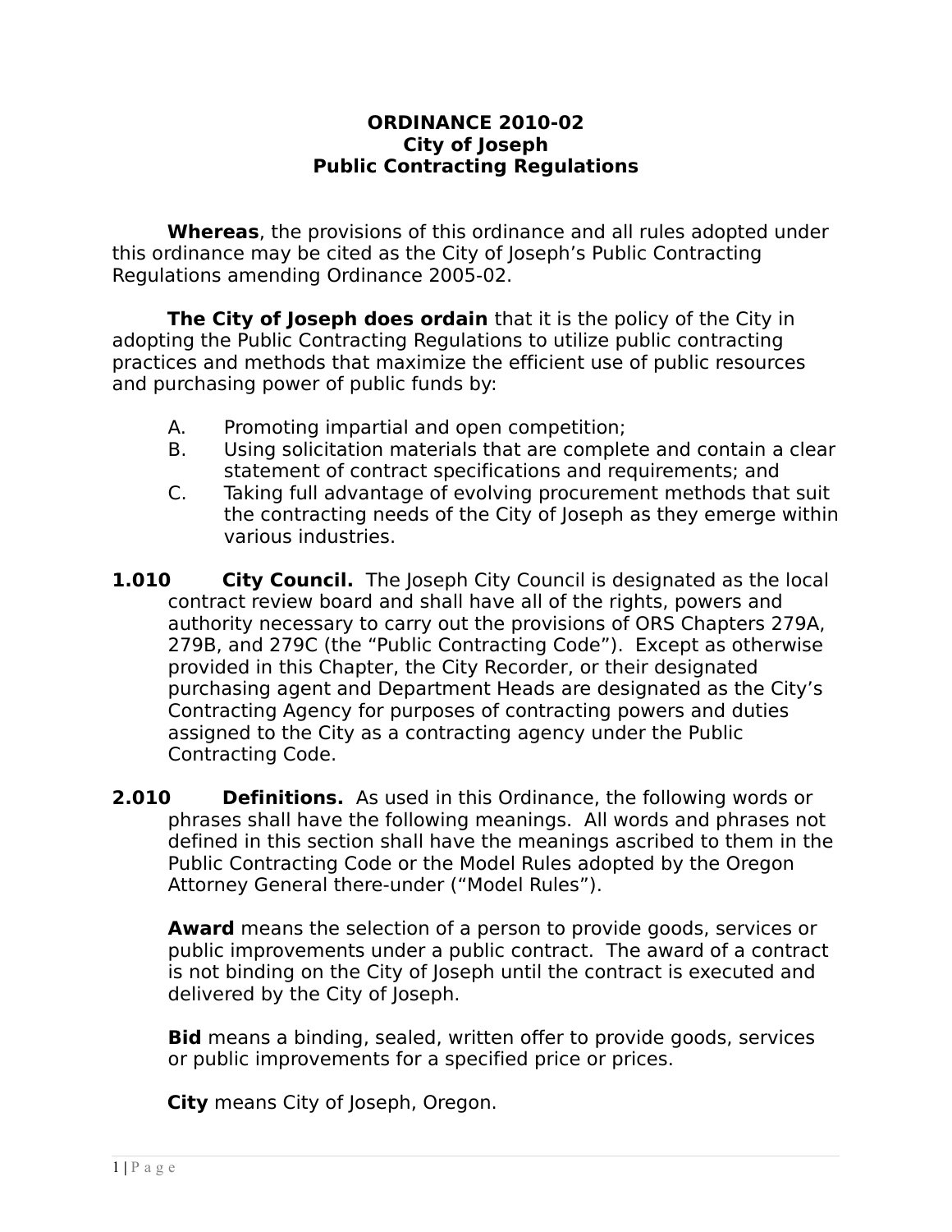# ORDINANCE 2010-02
# City of Joseph
# Public Contracting Regulations

**Whereas**, the provisions of this ordinance and all rules adopted under this ordinance may be cited as the City of Joseph's Public Contracting Regulations amending Ordinance 2005-02.

**The City of Joseph does ordain** that it is the policy of the City in adopting the Public Contracting Regulations to utilize public contracting practices and methods that maximize the efficient use of public resources and purchasing power of public funds by:

A. Promoting impartial and open competition;
B. Using solicitation materials that are complete and contain a clear statement of contract specifications and requirements; and
C. Taking full advantage of evolving procurement methods that suit the contracting needs of the City of Joseph as they emerge within various industries.

**1.010 City Council.** The Joseph City Council is designated as the local contract review board and shall have all of the rights, powers and authority necessary to carry out the provisions of ORS Chapters 279A, 279B, and 279C (the "Public Contracting Code"). Except as otherwise provided in this Chapter, the City Recorder, or their designated purchasing agent and Department Heads are designated as the City's Contracting Agency for purposes of contracting powers and duties assigned to the City as a contracting agency under the Public Contracting Code.

**2.010 Definitions.** As used in this Ordinance, the following words or phrases shall have the following meanings. All words and phrases not defined in this section shall have the meanings ascribed to them in the Public Contracting Code or the Model Rules adopted by the Oregon Attorney General there-under ("Model Rules").

**Award** means the selection of a person to provide goods, services or public improvements under a public contract. The award of a contract is not binding on the City of Joseph until the contract is executed and delivered by the City of Joseph.

**Bid** means a binding, sealed, written offer to provide goods, services or public improvements for a specified price or prices.

**City** means City of Joseph, Oregon.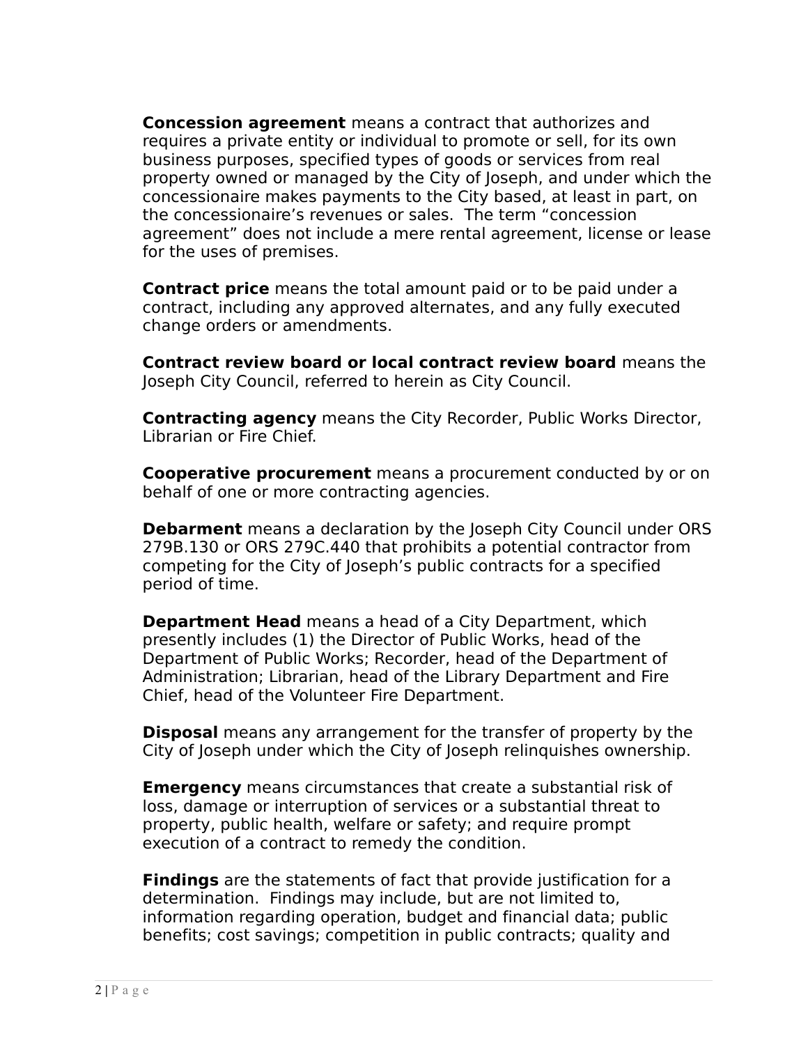**Concession agreement** means a contract that authorizes and requires a private entity or individual to promote or sell, for its own business purposes, specified types of goods or services from real property owned or managed by the City of Joseph, and under which the concessionaire makes payments to the City based, at least in part, on the concessionaire's revenues or sales. The term "concession agreement" does not include a mere rental agreement, license or lease for the uses of premises.

**Contract price** means the total amount paid or to be paid under a contract, including any approved alternates, and any fully executed change orders or amendments.

**Contract review board or local contract review board** means the Joseph City Council, referred to herein as City Council.

**Contracting agency** means the City Recorder, Public Works Director, Librarian or Fire Chief.

**Cooperative procurement** means a procurement conducted by or on behalf of one or more contracting agencies.

**Debarment** means a declaration by the Joseph City Council under ORS 279B.130 or ORS 279C.440 that prohibits a potential contractor from competing for the City of Joseph's public contracts for a specified period of time.

**Department Head** means a head of a City Department, which presently includes (1) the Director of Public Works, head of the Department of Public Works; Recorder, head of the Department of Administration; Librarian, head of the Library Department and Fire Chief, head of the Volunteer Fire Department.

**Disposal** means any arrangement for the transfer of property by the City of Joseph under which the City of Joseph relinquishes ownership.

**Emergency** means circumstances that create a substantial risk of loss, damage or interruption of services or a substantial threat to property, public health, welfare or safety; and require prompt execution of a contract to remedy the condition.

**Findings** are the statements of fact that provide justification for a determination. Findings may include, but are not limited to, information regarding operation, budget and financial data; public benefits; cost savings; competition in public contracts; quality and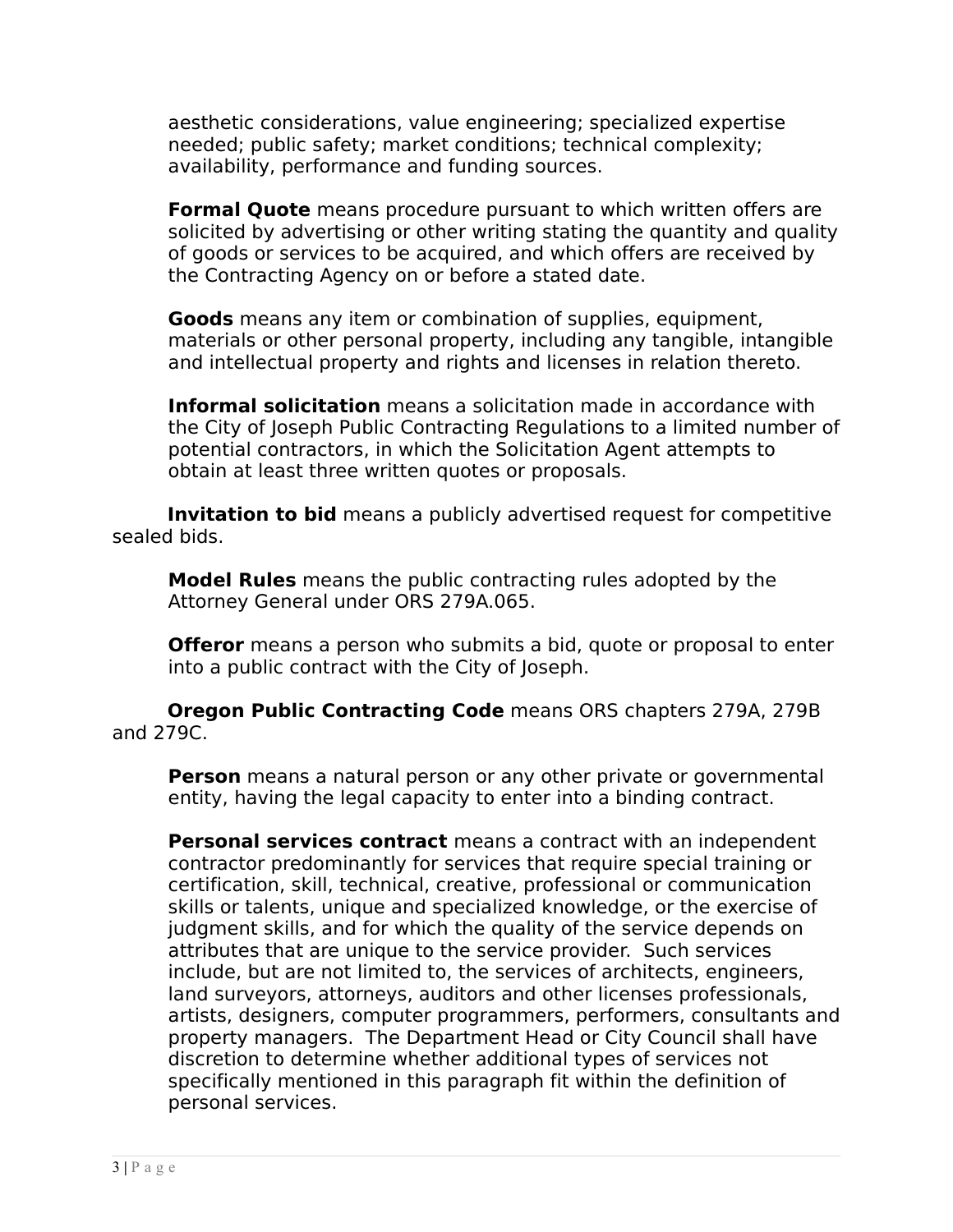aesthetic considerations, value engineering; specialized expertise needed; public safety; market conditions; technical complexity; availability, performance and funding sources.

**Formal Quote** means procedure pursuant to which written offers are solicited by advertising or other writing stating the quantity and quality of goods or services to be acquired, and which offers are received by the Contracting Agency on or before a stated date.

**Goods** means any item or combination of supplies, equipment, materials or other personal property, including any tangible, intangible and intellectual property and rights and licenses in relation thereto.

**Informal solicitation** means a solicitation made in accordance with the City of Joseph Public Contracting Regulations to a limited number of potential contractors, in which the Solicitation Agent attempts to obtain at least three written quotes or proposals.

**Invitation to bid** means a publicly advertised request for competitive sealed bids.

**Model Rules** means the public contracting rules adopted by the Attorney General under ORS 279A.065.

**Offeror** means a person who submits a bid, quote or proposal to enter into a public contract with the City of Joseph.

**Oregon Public Contracting Code** means ORS chapters 279A, 279B and 279C.

**Person** means a natural person or any other private or governmental entity, having the legal capacity to enter into a binding contract.

**Personal services contract** means a contract with an independent contractor predominantly for services that require special training or certification, skill, technical, creative, professional or communication skills or talents, unique and specialized knowledge, or the exercise of judgment skills, and for which the quality of the service depends on attributes that are unique to the service provider. Such services include, but are not limited to, the services of architects, engineers, land surveyors, attorneys, auditors and other licenses professionals, artists, designers, computer programmers, performers, consultants and property managers. The Department Head or City Council shall have discretion to determine whether additional types of services not specifically mentioned in this paragraph fit within the definition of personal services.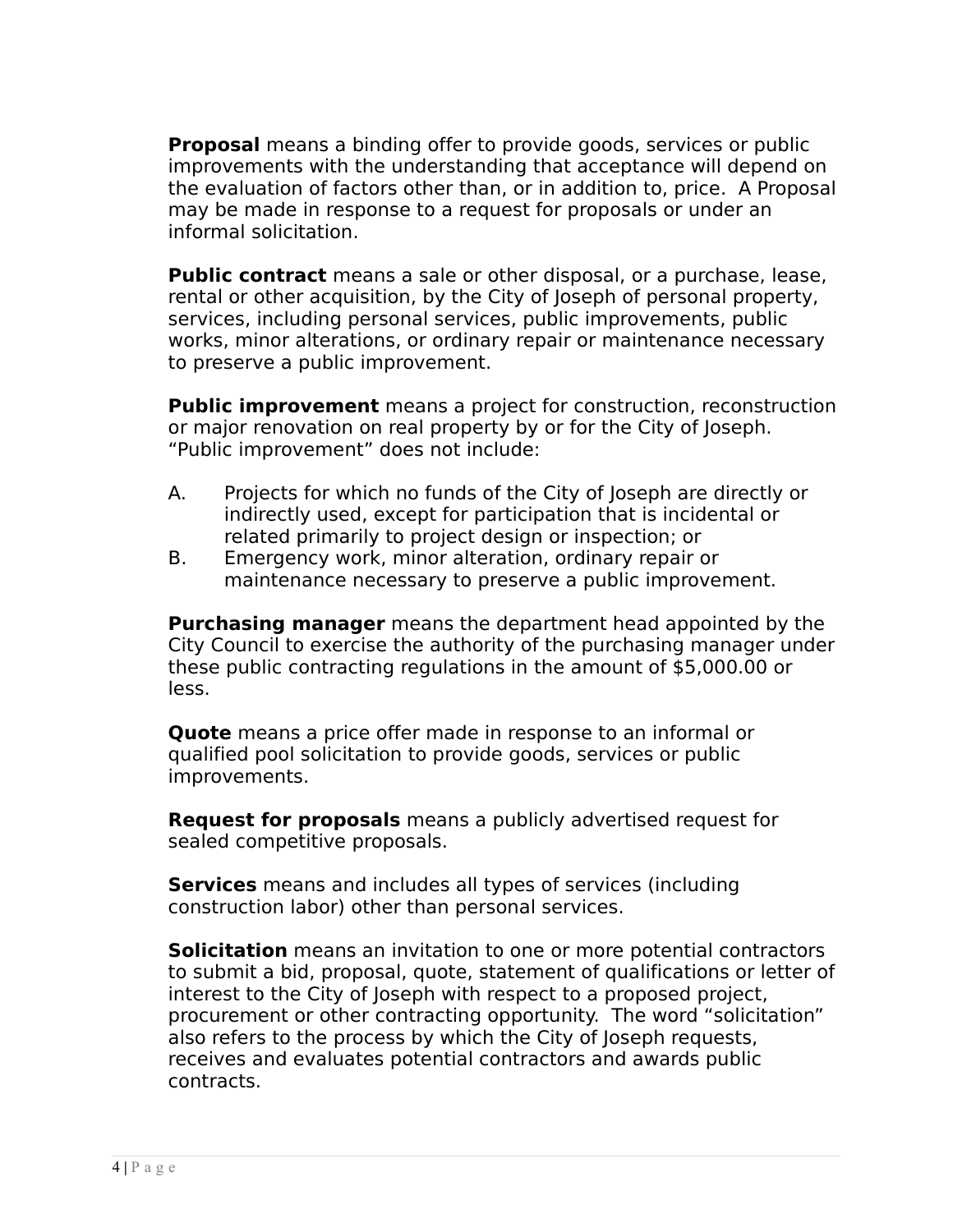**Proposal** means a binding offer to provide goods, services or public improvements with the understanding that acceptance will depend on the evaluation of factors other than, or in addition to, price. A Proposal may be made in response to a request for proposals or under an informal solicitation.

**Public contract** means a sale or other disposal, or a purchase, lease, rental or other acquisition, by the City of Joseph of personal property, services, including personal services, public improvements, public works, minor alterations, or ordinary repair or maintenance necessary to preserve a public improvement.

**Public improvement** means a project for construction, reconstruction or major renovation on real property by or for the City of Joseph. “Public improvement” does not include:

A. Projects for which no funds of the City of Joseph are directly or indirectly used, except for participation that is incidental or related primarily to project design or inspection; or
B. Emergency work, minor alteration, ordinary repair or maintenance necessary to preserve a public improvement.

**Purchasing manager** means the department head appointed by the City Council to exercise the authority of the purchasing manager under these public contracting regulations in the amount of $5,000.00 or less.

**Quote** means a price offer made in response to an informal or qualified pool solicitation to provide goods, services or public improvements.

**Request for proposals** means a publicly advertised request for sealed competitive proposals.

**Services** means and includes all types of services (including construction labor) other than personal services.

**Solicitation** means an invitation to one or more potential contractors to submit a bid, proposal, quote, statement of qualifications or letter of interest to the City of Joseph with respect to a proposed project, procurement or other contracting opportunity. The word “solicitation” also refers to the process by which the City of Joseph requests, receives and evaluates potential contractors and awards public contracts.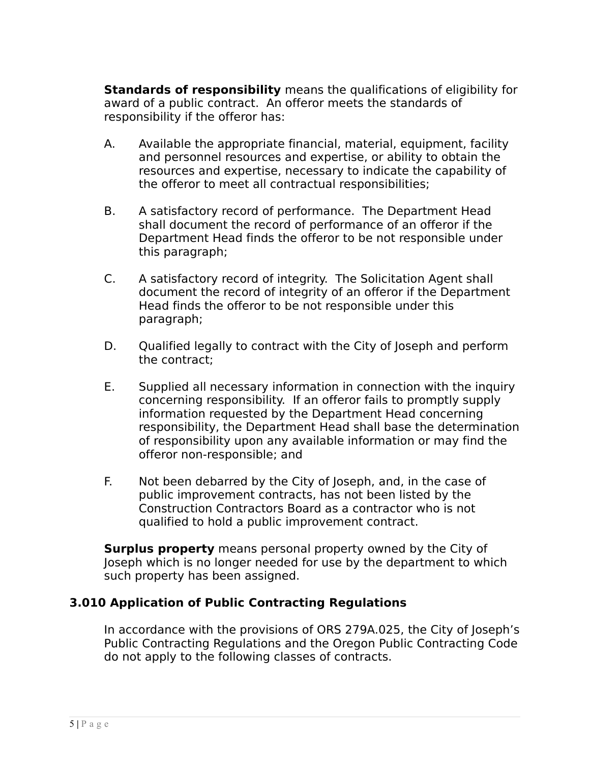**Standards of responsibility** means the qualifications of eligibility for award of a public contract. An offeror meets the standards of responsibility if the offeror has:

A. Available the appropriate financial, material, equipment, facility and personnel resources and expertise, or ability to obtain the resources and expertise, necessary to indicate the capability of the offeror to meet all contractual responsibilities;

B. A satisfactory record of performance. The Department Head shall document the record of performance of an offeror if the Department Head finds the offeror to be not responsible under this paragraph;

C. A satisfactory record of integrity. The Solicitation Agent shall document the record of integrity of an offeror if the Department Head finds the offeror to be not responsible under this paragraph;

D. Qualified legally to contract with the City of Joseph and perform the contract;

E. Supplied all necessary information in connection with the inquiry concerning responsibility. If an offeror fails to promptly supply information requested by the Department Head concerning responsibility, the Department Head shall base the determination of responsibility upon any available information or may find the offeror non-responsible; and

F. Not been debarred by the City of Joseph, and, in the case of public improvement contracts, has not been listed by the Construction Contractors Board as a contractor who is not qualified to hold a public improvement contract.

**Surplus property** means personal property owned by the City of Joseph which is no longer needed for use by the department to which such property has been assigned.

### 3.010 Application of Public Contracting Regulations

In accordance with the provisions of ORS 279A.025, the City of Joseph's Public Contracting Regulations and the Oregon Public Contracting Code do not apply to the following classes of contracts.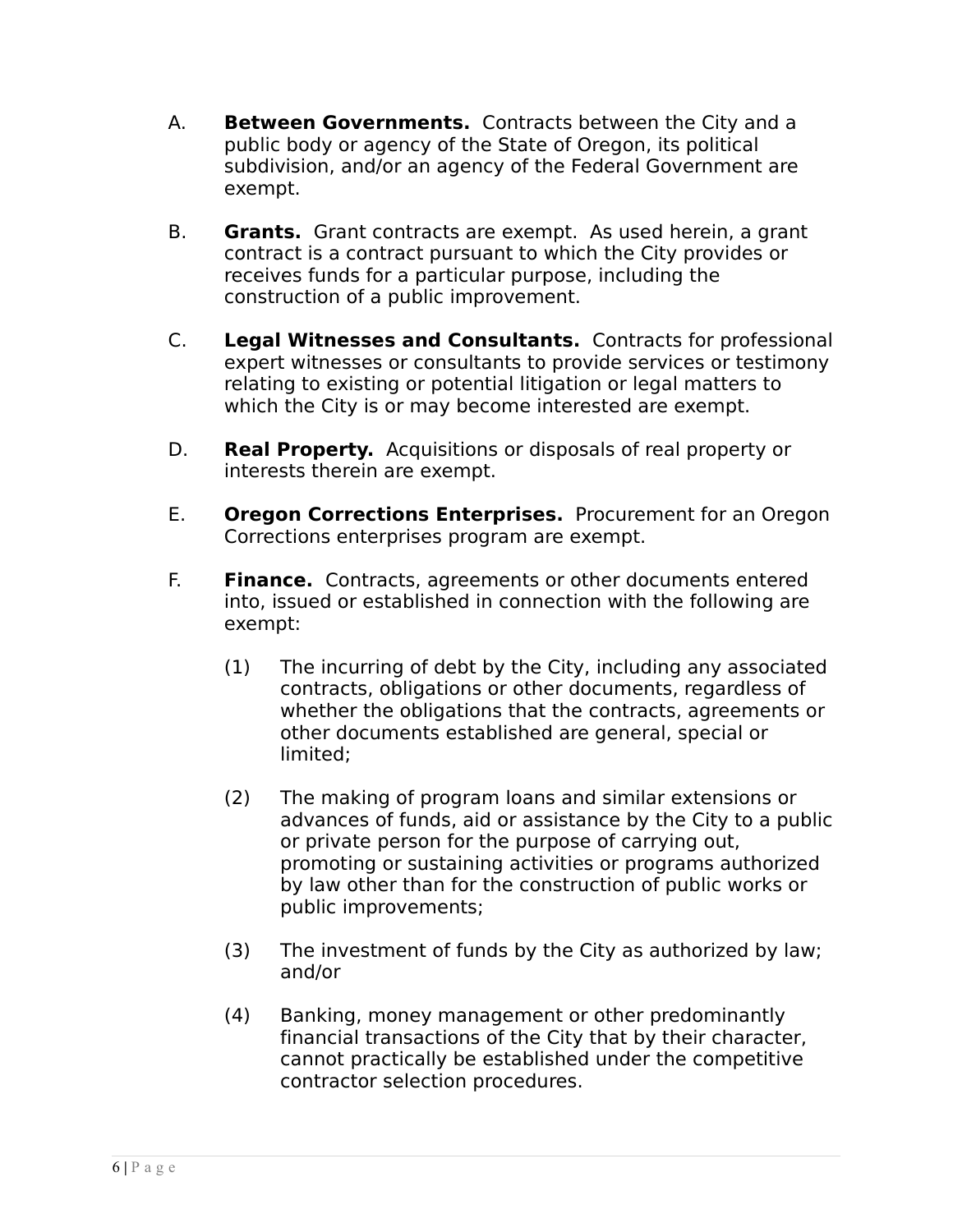A. **Between Governments.** Contracts between the City and a public body or agency of the State of Oregon, its political subdivision, and/or an agency of the Federal Government are exempt.

B. **Grants.** Grant contracts are exempt. As used herein, a grant contract is a contract pursuant to which the City provides or receives funds for a particular purpose, including the construction of a public improvement.

C. **Legal Witnesses and Consultants.** Contracts for professional expert witnesses or consultants to provide services or testimony relating to existing or potential litigation or legal matters to which the City is or may become interested are exempt.

D. **Real Property.** Acquisitions or disposals of real property or interests therein are exempt.

E. **Oregon Corrections Enterprises.** Procurement for an Oregon Corrections enterprises program are exempt.

F. **Finance.** Contracts, agreements or other documents entered into, issued or established in connection with the following are exempt:

   (1) The incurring of debt by the City, including any associated contracts, obligations or other documents, regardless of whether the obligations that the contracts, agreements or other documents established are general, special or limited;

   (2) The making of program loans and similar extensions or advances of funds, aid or assistance by the City to a public or private person for the purpose of carrying out, promoting or sustaining activities or programs authorized by law other than for the construction of public works or public improvements;

   (3) The investment of funds by the City as authorized by law; and/or

   (4) Banking, money management or other predominantly financial transactions of the City that by their character, cannot practically be established under the competitive contractor selection procedures.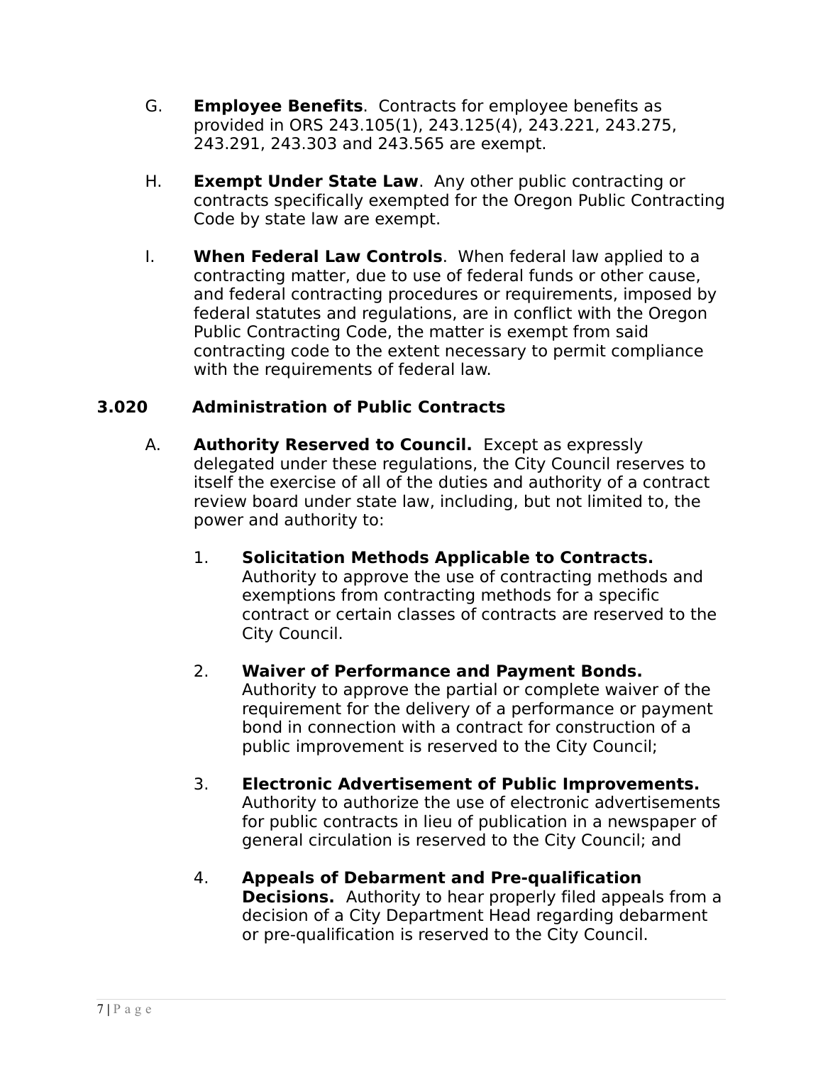G. **Employee Benefits**. Contracts for employee benefits as provided in ORS 243.105(1), 243.125(4), 243.221, 243.275, 243.291, 243.303 and 243.565 are exempt.

H. **Exempt Under State Law**. Any other public contracting or contracts specifically exempted for the Oregon Public Contracting Code by state law are exempt.

I. **When Federal Law Controls**. When federal law applied to a contracting matter, due to use of federal funds or other cause, and federal contracting procedures or requirements, imposed by federal statutes and regulations, are in conflict with the Oregon Public Contracting Code, the matter is exempt from said contracting code to the extent necessary to permit compliance with the requirements of federal law.

### 3.020 Administration of Public Contracts

A. **Authority Reserved to Council.** Except as expressly delegated under these regulations, the City Council reserves to itself the exercise of all of the duties and authority of a contract review board under state law, including, but not limited to, the power and authority to:

1. **Solicitation Methods Applicable to Contracts.** Authority to approve the use of contracting methods and exemptions from contracting methods for a specific contract or certain classes of contracts are reserved to the City Council.

2. **Waiver of Performance and Payment Bonds.** Authority to approve the partial or complete waiver of the requirement for the delivery of a performance or payment bond in connection with a contract for construction of a public improvement is reserved to the City Council;

3. **Electronic Advertisement of Public Improvements.** Authority to authorize the use of electronic advertisements for public contracts in lieu of publication in a newspaper of general circulation is reserved to the City Council; and

4. **Appeals of Debarment and Pre-qualification Decisions.** Authority to hear properly filed appeals from a decision of a City Department Head regarding debarment or pre-qualification is reserved to the City Council.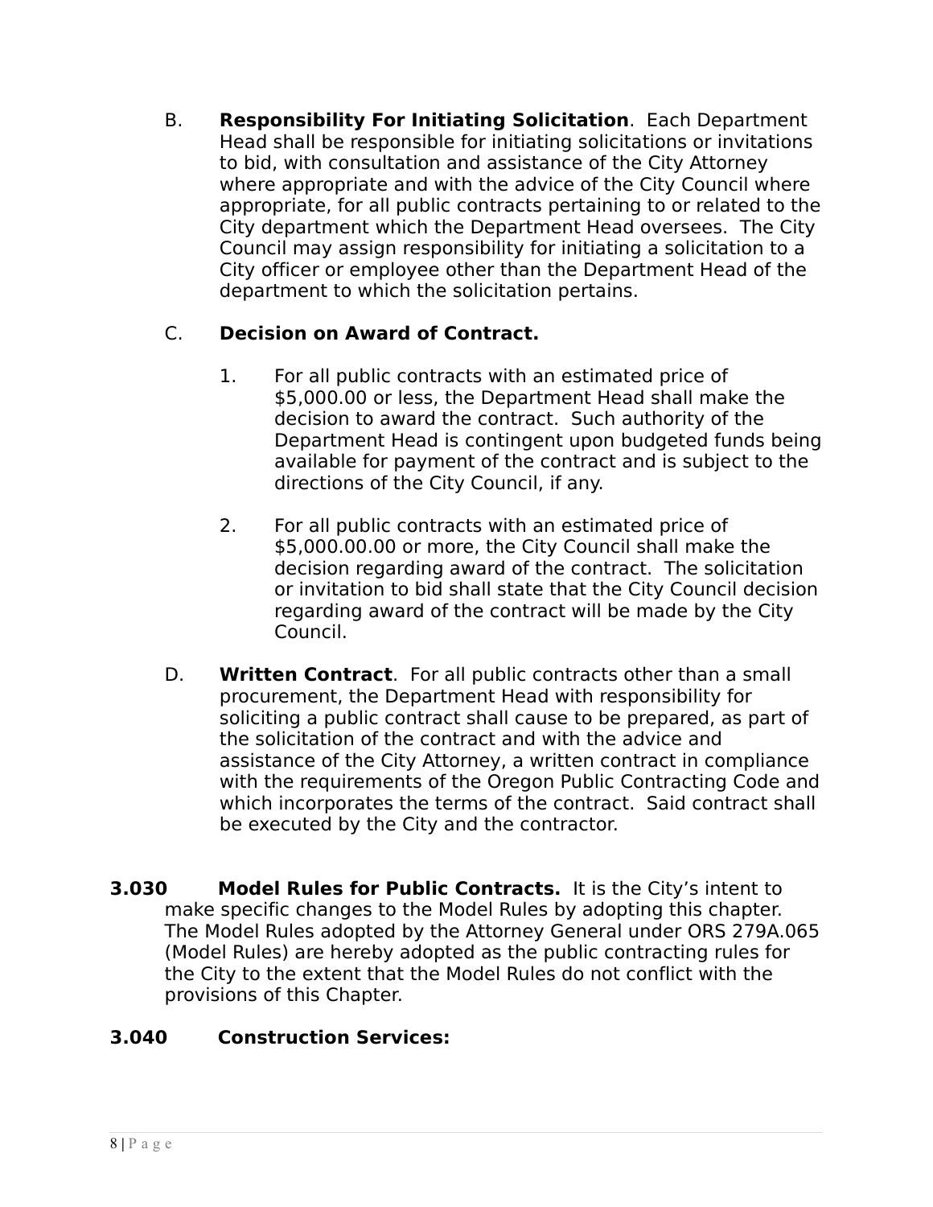B. **Responsibility For Initiating Solicitation**. Each Department Head shall be responsible for initiating solicitations or invitations to bid, with consultation and assistance of the City Attorney where appropriate and with the advice of the City Council where appropriate, for all public contracts pertaining to or related to the City department which the Department Head oversees. The City Council may assign responsibility for initiating a solicitation to a City officer or employee other than the Department Head of the department to which the solicitation pertains.

C. **Decision on Award of Contract.**

1. For all public contracts with an estimated price of $5,000.00 or less, the Department Head shall make the decision to award the contract. Such authority of the Department Head is contingent upon budgeted funds being available for payment of the contract and is subject to the directions of the City Council, if any.

2. For all public contracts with an estimated price of $5,000.00.00 or more, the City Council shall make the decision regarding award of the contract. The solicitation or invitation to bid shall state that the City Council decision regarding award of the contract will be made by the City Council.

D. **Written Contract**. For all public contracts other than a small procurement, the Department Head with responsibility for soliciting a public contract shall cause to be prepared, as part of the solicitation of the contract and with the advice and assistance of the City Attorney, a written contract in compliance with the requirements of the Oregon Public Contracting Code and which incorporates the terms of the contract. Said contract shall be executed by the City and the contractor.

**3.030 Model Rules for Public Contracts.** It is the City's intent to make specific changes to the Model Rules by adopting this chapter. The Model Rules adopted by the Attorney General under ORS 279A.065 (Model Rules) are hereby adopted as the public contracting rules for the City to the extent that the Model Rules do not conflict with the provisions of this Chapter.

**3.040 Construction Services:**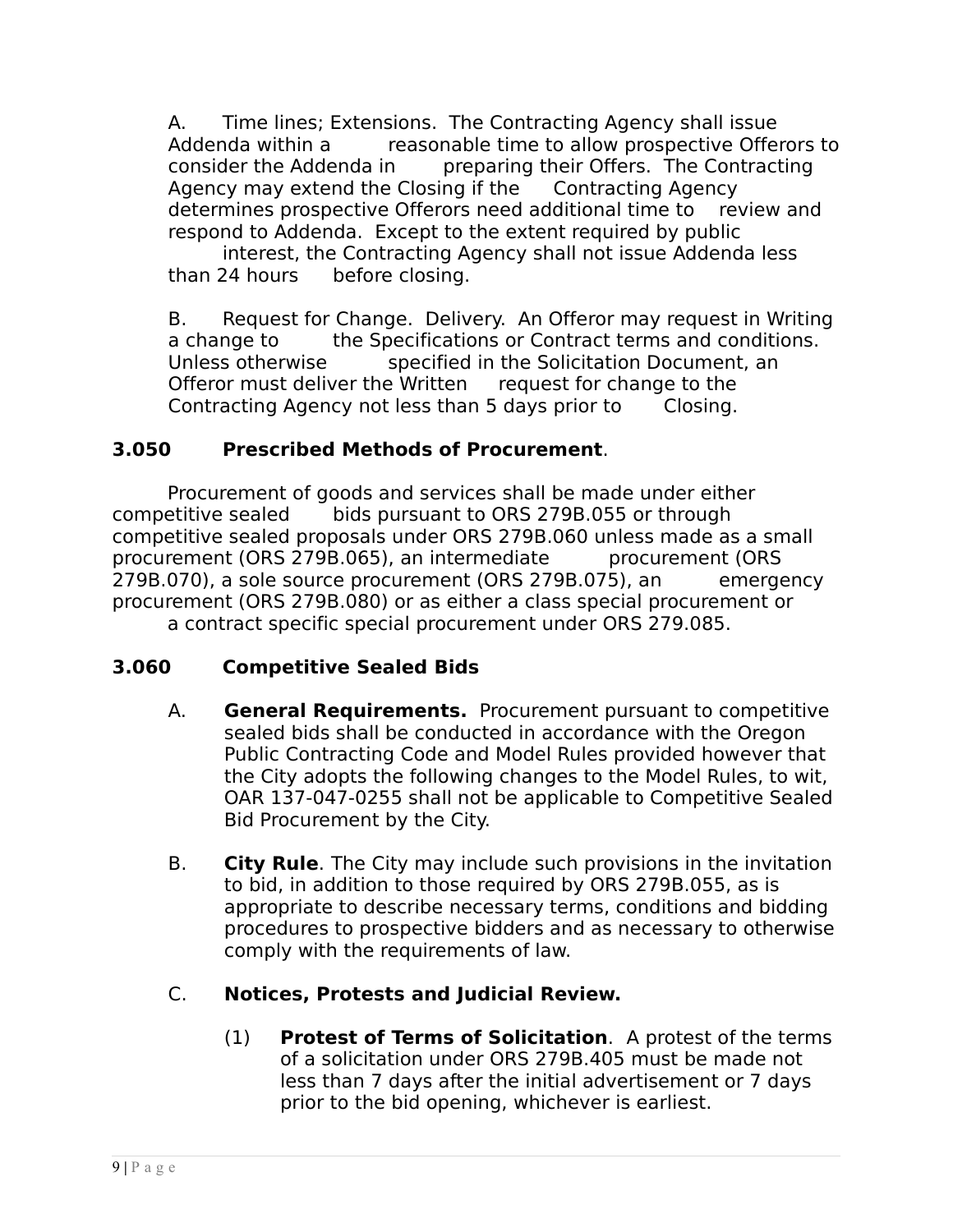A. Time lines; Extensions. The Contracting Agency shall issue Addenda within a reasonable time to allow prospective Offerors to consider the Addenda in preparing their Offers. The Contracting Agency may extend the Closing if the Contracting Agency determines prospective Offerors need additional time to review and respond to Addenda. Except to the extent required by public interest, the Contracting Agency shall not issue Addenda less than 24 hours before closing.

B. Request for Change. Delivery. An Offeror may request in Writing a change to the Specifications or Contract terms and conditions. Unless otherwise specified in the Solicitation Document, an Offeror must deliver the Written request for change to the Contracting Agency not less than 5 days prior to Closing.

### 3.050 Prescribed Methods of Procurement.

Procurement of goods and services shall be made under either competitive sealed bids pursuant to ORS 279B.055 or through competitive sealed proposals under ORS 279B.060 unless made as a small procurement (ORS 279B.065), an intermediate procurement (ORS 279B.070), a sole source procurement (ORS 279B.075), an emergency procurement (ORS 279B.080) or as either a class special procurement or a contract specific special procurement under ORS 279.085.

### 3.060 Competitive Sealed Bids

A. **General Requirements.** Procurement pursuant to competitive sealed bids shall be conducted in accordance with the Oregon Public Contracting Code and Model Rules provided however that the City adopts the following changes to the Model Rules, to wit, OAR 137-047-0255 shall not be applicable to Competitive Sealed Bid Procurement by the City.

B. **City Rule**. The City may include such provisions in the invitation to bid, in addition to those required by ORS 279B.055, as is appropriate to describe necessary terms, conditions and bidding procedures to prospective bidders and as necessary to otherwise comply with the requirements of law.

C. **Notices, Protests and Judicial Review.**

(1) **Protest of Terms of Solicitation**. A protest of the terms of a solicitation under ORS 279B.405 must be made not less than 7 days after the initial advertisement or 7 days prior to the bid opening, whichever is earliest.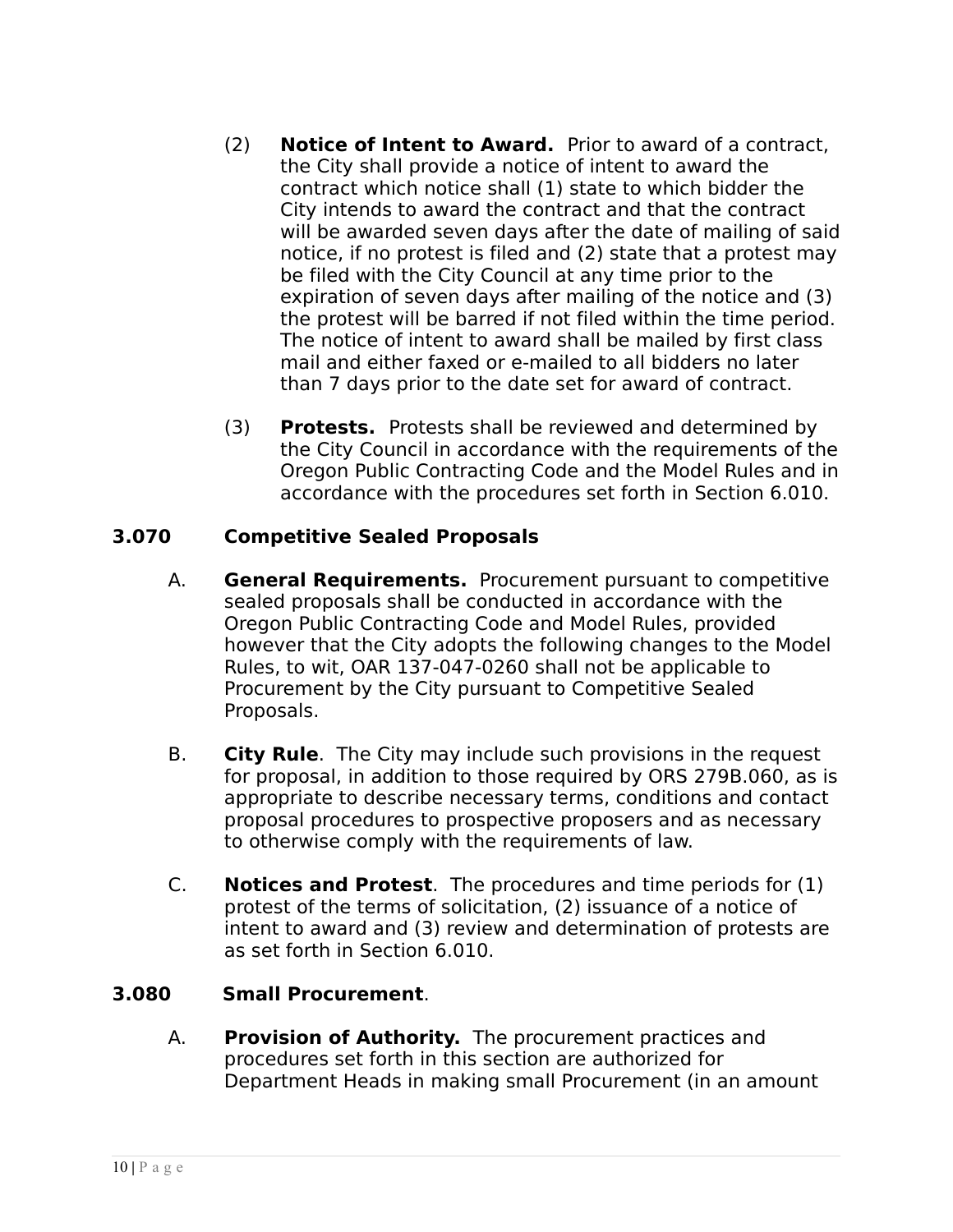(2) **Notice of Intent to Award.** Prior to award of a contract, the City shall provide a notice of intent to award the contract which notice shall (1) state to which bidder the City intends to award the contract and that the contract will be awarded seven days after the date of mailing of said notice, if no protest is filed and (2) state that a protest may be filed with the City Council at any time prior to the expiration of seven days after mailing of the notice and (3) the protest will be barred if not filed within the time period. The notice of intent to award shall be mailed by first class mail and either faxed or e-mailed to all bidders no later than 7 days prior to the date set for award of contract.

(3) **Protests.** Protests shall be reviewed and determined by the City Council in accordance with the requirements of the Oregon Public Contracting Code and the Model Rules and in accordance with the procedures set forth in Section 6.010.

**3.070 Competitive Sealed Proposals**

A. **General Requirements.** Procurement pursuant to competitive sealed proposals shall be conducted in accordance with the Oregon Public Contracting Code and Model Rules, provided however that the City adopts the following changes to the Model Rules, to wit, OAR 137-047-0260 shall not be applicable to Procurement by the City pursuant to Competitive Sealed Proposals.

B. **City Rule**. The City may include such provisions in the request for proposal, in addition to those required by ORS 279B.060, as is appropriate to describe necessary terms, conditions and contact proposal procedures to prospective proposers and as necessary to otherwise comply with the requirements of law.

C. **Notices and Protest**. The procedures and time periods for (1) protest of the terms of solicitation, (2) issuance of a notice of intent to award and (3) review and determination of protests are as set forth in Section 6.010.

**3.080 Small Procurement**.

A. **Provision of Authority.** The procurement practices and procedures set forth in this section are authorized for Department Heads in making small Procurement (in an amount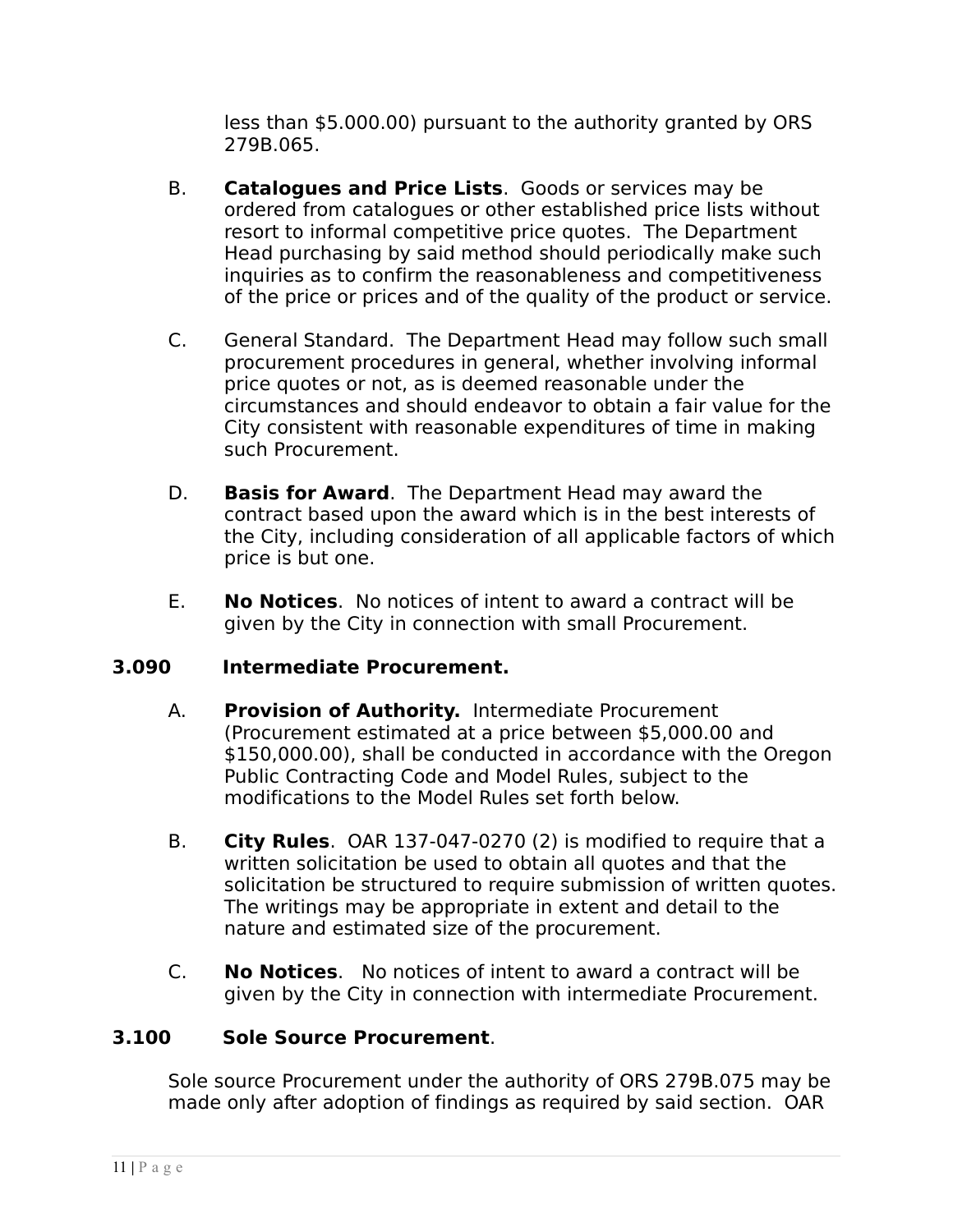less than $5.000.00) pursuant to the authority granted by ORS 279B.065.

B. **Catalogues and Price Lists**. Goods or services may be ordered from catalogues or other established price lists without resort to informal competitive price quotes. The Department Head purchasing by said method should periodically make such inquiries as to confirm the reasonableness and competitiveness of the price or prices and of the quality of the product or service.

C. General Standard. The Department Head may follow such small procurement procedures in general, whether involving informal price quotes or not, as is deemed reasonable under the circumstances and should endeavor to obtain a fair value for the City consistent with reasonable expenditures of time in making such Procurement.

D. **Basis for Award**. The Department Head may award the contract based upon the award which is in the best interests of the City, including consideration of all applicable factors of which price is but one.

E. **No Notices**. No notices of intent to award a contract will be given by the City in connection with small Procurement.

### 3.090 Intermediate Procurement.

A. **Provision of Authority.** Intermediate Procurement (Procurement estimated at a price between $5,000.00 and $150,000.00), shall be conducted in accordance with the Oregon Public Contracting Code and Model Rules, subject to the modifications to the Model Rules set forth below.

B. **City Rules**. OAR 137-047-0270 (2) is modified to require that a written solicitation be used to obtain all quotes and that the solicitation be structured to require submission of written quotes. The writings may be appropriate in extent and detail to the nature and estimated size of the procurement.

C. **No Notices**. No notices of intent to award a contract will be given by the City in connection with intermediate Procurement.

### 3.100 Sole Source Procurement.

Sole source Procurement under the authority of ORS 279B.075 may be made only after adoption of findings as required by said section. OAR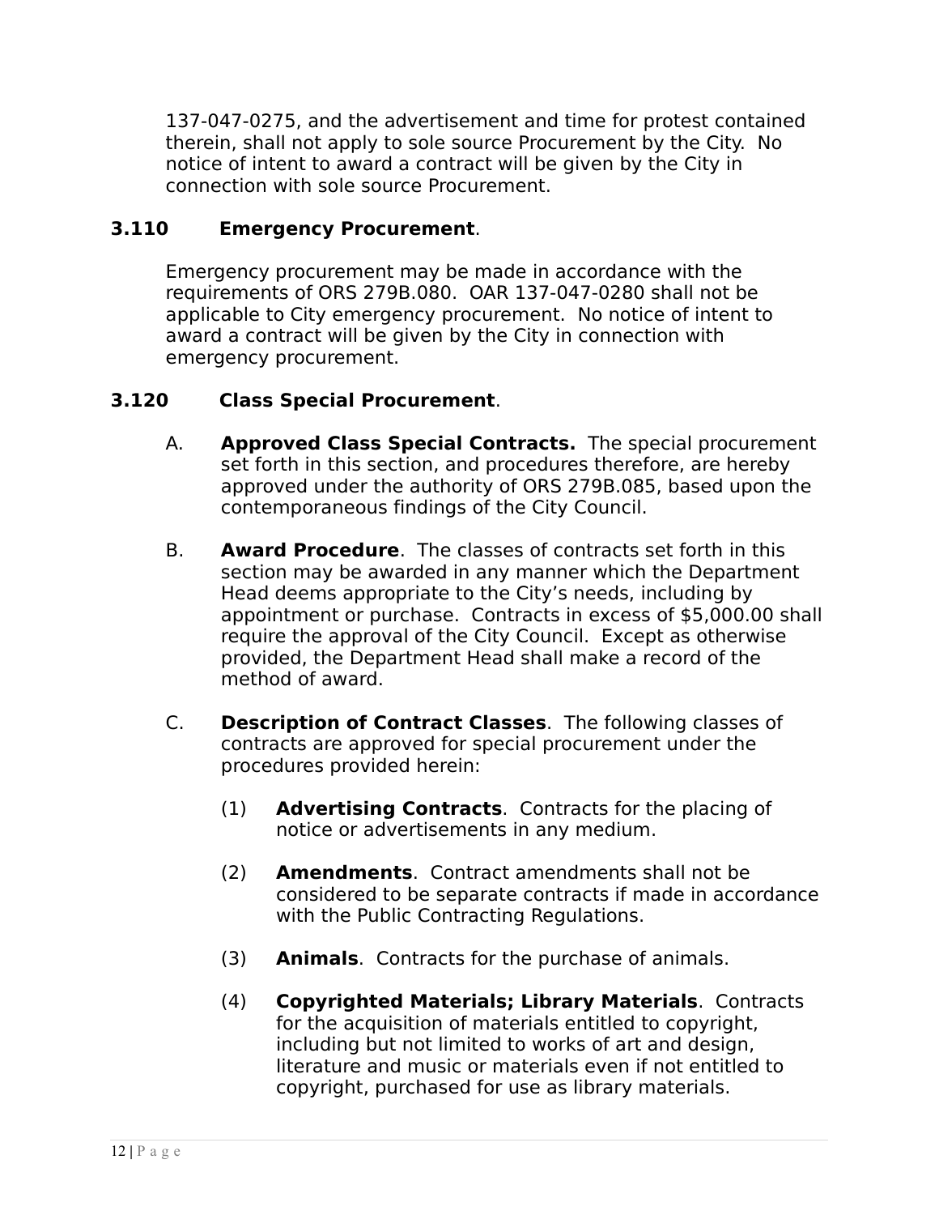137-047-0275, and the advertisement and time for protest contained therein, shall not apply to sole source Procurement by the City. No notice of intent to award a contract will be given by the City in connection with sole source Procurement.

**3.110 Emergency Procurement**.

Emergency procurement may be made in accordance with the requirements of ORS 279B.080. OAR 137-047-0280 shall not be applicable to City emergency procurement. No notice of intent to award a contract will be given by the City in connection with emergency procurement.

**3.120 Class Special Procurement**.

A. **Approved Class Special Contracts.** The special procurement set forth in this section, and procedures therefore, are hereby approved under the authority of ORS 279B.085, based upon the contemporaneous findings of the City Council.

B. **Award Procedure**. The classes of contracts set forth in this section may be awarded in any manner which the Department Head deems appropriate to the City's needs, including by appointment or purchase. Contracts in excess of $5,000.00 shall require the approval of the City Council. Except as otherwise provided, the Department Head shall make a record of the method of award.

C. **Description of Contract Classes**. The following classes of contracts are approved for special procurement under the procedures provided herein:

(1) **Advertising Contracts**. Contracts for the placing of notice or advertisements in any medium.

(2) **Amendments**. Contract amendments shall not be considered to be separate contracts if made in accordance with the Public Contracting Regulations.

(3) **Animals**. Contracts for the purchase of animals.

(4) **Copyrighted Materials; Library Materials**. Contracts for the acquisition of materials entitled to copyright, including but not limited to works of art and design, literature and music or materials even if not entitled to copyright, purchased for use as library materials.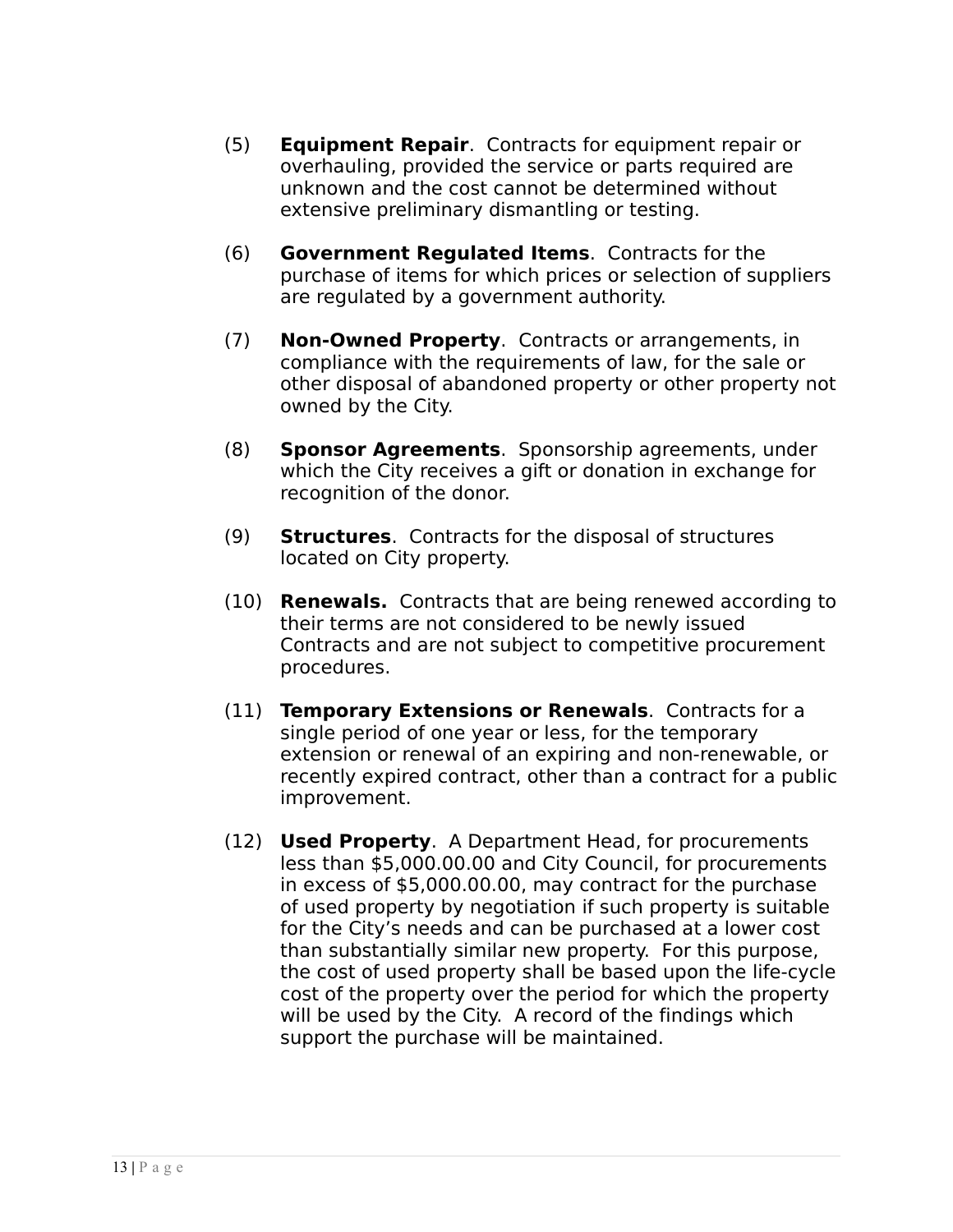(5) **Equipment Repair**. Contracts for equipment repair or overhauling, provided the service or parts required are unknown and the cost cannot be determined without extensive preliminary dismantling or testing.

(6) **Government Regulated Items**. Contracts for the purchase of items for which prices or selection of suppliers are regulated by a government authority.

(7) **Non-Owned Property**. Contracts or arrangements, in compliance with the requirements of law, for the sale or other disposal of abandoned property or other property not owned by the City.

(8) **Sponsor Agreements**. Sponsorship agreements, under which the City receives a gift or donation in exchange for recognition of the donor.

(9) **Structures**. Contracts for the disposal of structures located on City property.

(10) **Renewals.** Contracts that are being renewed according to their terms are not considered to be newly issued Contracts and are not subject to competitive procurement procedures.

(11) **Temporary Extensions or Renewals**. Contracts for a single period of one year or less, for the temporary extension or renewal of an expiring and non-renewable, or recently expired contract, other than a contract for a public improvement.

(12) **Used Property**. A Department Head, for procurements less than $5,000.00.00 and City Council, for procurements in excess of $5,000.00.00, may contract for the purchase of used property by negotiation if such property is suitable for the City's needs and can be purchased at a lower cost than substantially similar new property. For this purpose, the cost of used property shall be based upon the life-cycle cost of the property over the period for which the property will be used by the City. A record of the findings which support the purchase will be maintained.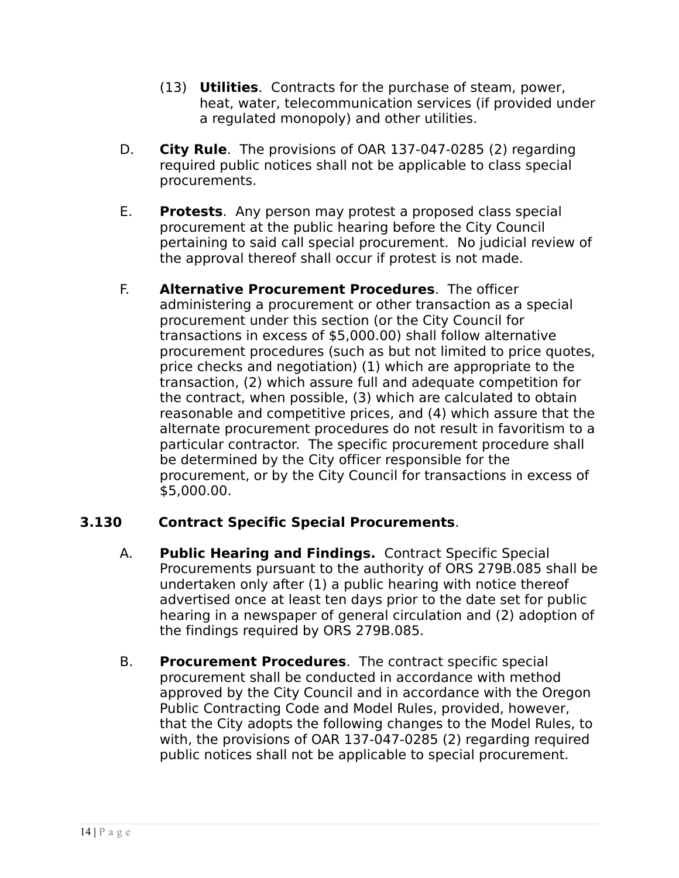(13) **Utilities**. Contracts for the purchase of steam, power, heat, water, telecommunication services (if provided under a regulated monopoly) and other utilities.

D. **City Rule**. The provisions of OAR 137-047-0285 (2) regarding required public notices shall not be applicable to class special procurements.

E. **Protests**. Any person may protest a proposed class special procurement at the public hearing before the City Council pertaining to said call special procurement. No judicial review of the approval thereof shall occur if protest is not made.

F. **Alternative Procurement Procedures**. The officer administering a procurement or other transaction as a special procurement under this section (or the City Council for transactions in excess of $5,000.00) shall follow alternative procurement procedures (such as but not limited to price quotes, price checks and negotiation) (1) which are appropriate to the transaction, (2) which assure full and adequate competition for the contract, when possible, (3) which are calculated to obtain reasonable and competitive prices, and (4) which assure that the alternate procurement procedures do not result in favoritism to a particular contractor. The specific procurement procedure shall be determined by the City officer responsible for the procurement, or by the City Council for transactions in excess of $5,000.00.

**3.130 Contract Specific Special Procurements**.

A. **Public Hearing and Findings.** Contract Specific Special Procurements pursuant to the authority of ORS 279B.085 shall be undertaken only after (1) a public hearing with notice thereof advertised once at least ten days prior to the date set for public hearing in a newspaper of general circulation and (2) adoption of the findings required by ORS 279B.085.

B. **Procurement Procedures**. The contract specific special procurement shall be conducted in accordance with method approved by the City Council and in accordance with the Oregon Public Contracting Code and Model Rules, provided, however, that the City adopts the following changes to the Model Rules, to with, the provisions of OAR 137-047-0285 (2) regarding required public notices shall not be applicable to special procurement.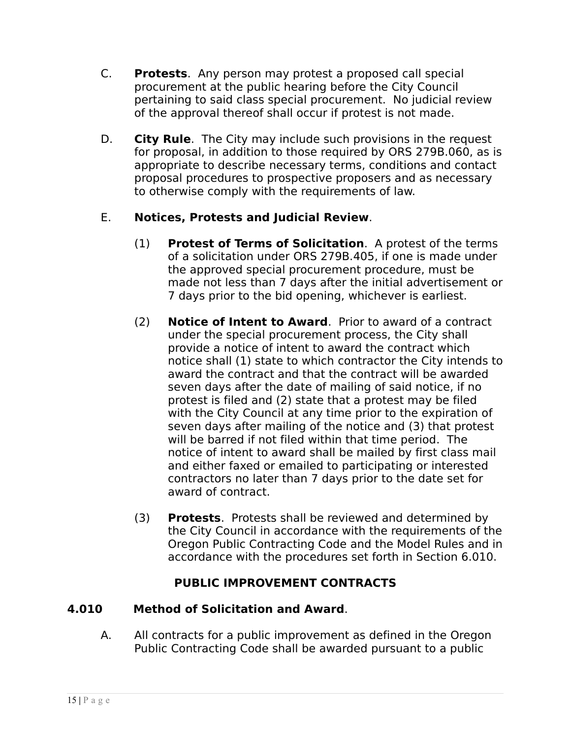C. **Protests**. Any person may protest a proposed call special procurement at the public hearing before the City Council pertaining to said class special procurement. No judicial review of the approval thereof shall occur if protest is not made.

D. **City Rule**. The City may include such provisions in the request for proposal, in addition to those required by ORS 279B.060, as is appropriate to describe necessary terms, conditions and contact proposal procedures to prospective proposers and as necessary to otherwise comply with the requirements of law.

E. **Notices, Protests and Judicial Review**.

(1) **Protest of Terms of Solicitation**. A protest of the terms of a solicitation under ORS 279B.405, if one is made under the approved special procurement procedure, must be made not less than 7 days after the initial advertisement or 7 days prior to the bid opening, whichever is earliest.

(2) **Notice of Intent to Award**. Prior to award of a contract under the special procurement process, the City shall provide a notice of intent to award the contract which notice shall (1) state to which contractor the City intends to award the contract and that the contract will be awarded seven days after the date of mailing of said notice, if no protest is filed and (2) state that a protest may be filed with the City Council at any time prior to the expiration of seven days after mailing of the notice and (3) that protest will be barred if not filed within that time period. The notice of intent to award shall be mailed by first class mail and either faxed or emailed to participating or interested contractors no later than 7 days prior to the date set for award of contract.

(3) **Protests**. Protests shall be reviewed and determined by the City Council in accordance with the requirements of the Oregon Public Contracting Code and the Model Rules and in accordance with the procedures set forth in Section 6.010.

## PUBLIC IMPROVEMENT CONTRACTS

### 4.010 Method of Solicitation and Award.

A. All contracts for a public improvement as defined in the Oregon Public Contracting Code shall be awarded pursuant to a public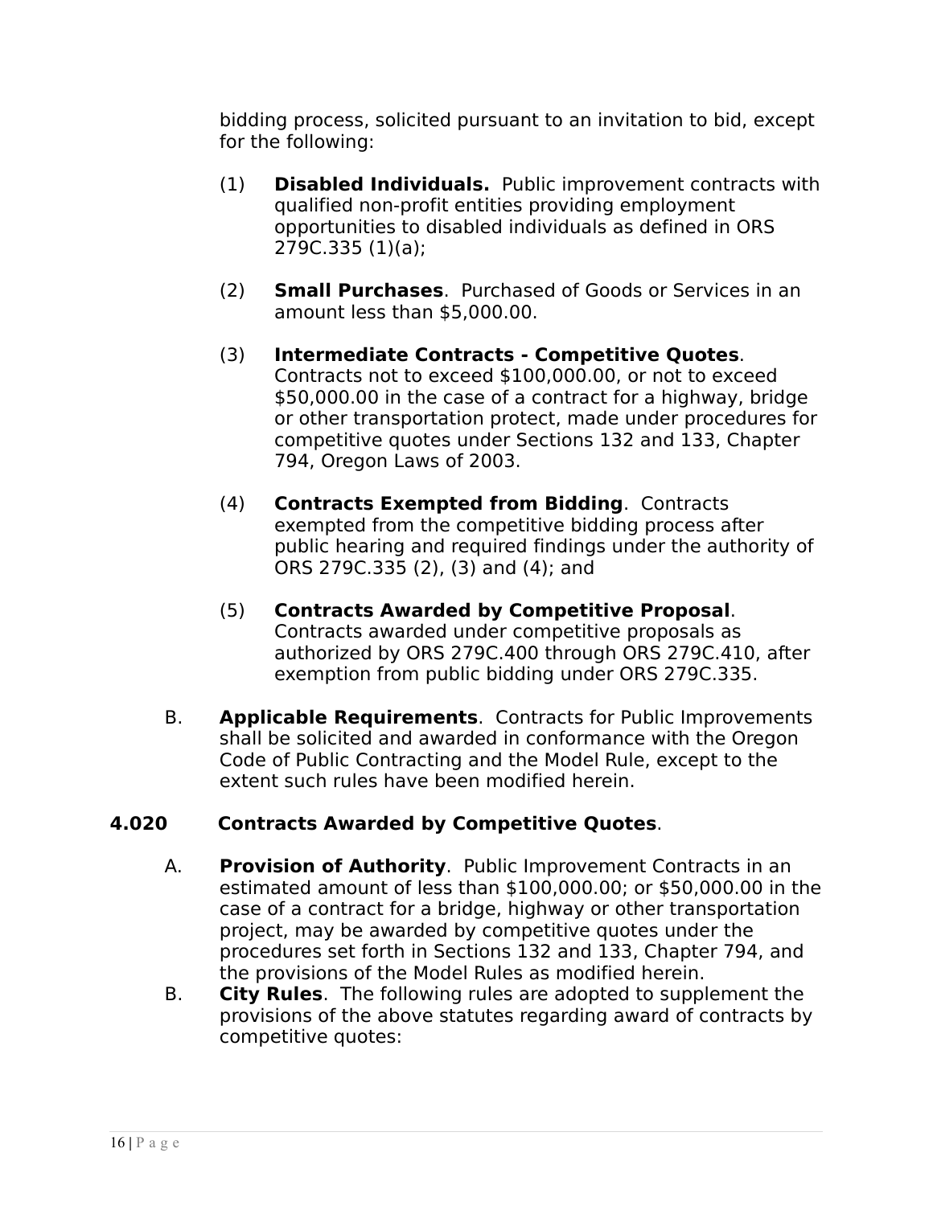bidding process, solicited pursuant to an invitation to bid, except for the following:

(1) **Disabled Individuals.** Public improvement contracts with qualified non-profit entities providing employment opportunities to disabled individuals as defined in ORS 279C.335 (1)(a);

(2) **Small Purchases**. Purchased of Goods or Services in an amount less than $5,000.00.

(3) **Intermediate Contracts - Competitive Quotes**. Contracts not to exceed $100,000.00, or not to exceed $50,000.00 in the case of a contract for a highway, bridge or other transportation protect, made under procedures for competitive quotes under Sections 132 and 133, Chapter 794, Oregon Laws of 2003.

(4) **Contracts Exempted from Bidding**. Contracts exempted from the competitive bidding process after public hearing and required findings under the authority of ORS 279C.335 (2), (3) and (4); and

(5) **Contracts Awarded by Competitive Proposal**. Contracts awarded under competitive proposals as authorized by ORS 279C.400 through ORS 279C.410, after exemption from public bidding under ORS 279C.335.

B. **Applicable Requirements**. Contracts for Public Improvements shall be solicited and awarded in conformance with the Oregon Code of Public Contracting and the Model Rule, except to the extent such rules have been modified herein.

## 4.020 Contracts Awarded by Competitive Quotes.

A. **Provision of Authority**. Public Improvement Contracts in an estimated amount of less than $100,000.00; or $50,000.00 in the case of a contract for a bridge, highway or other transportation project, may be awarded by competitive quotes under the procedures set forth in Sections 132 and 133, Chapter 794, and the provisions of the Model Rules as modified herein.

B. **City Rules**. The following rules are adopted to supplement the provisions of the above statutes regarding award of contracts by competitive quotes: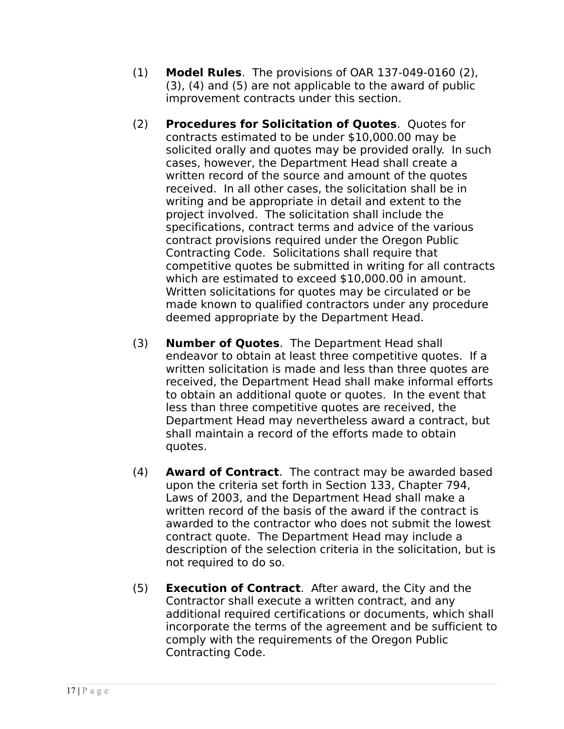(1) **Model Rules**. The provisions of OAR 137-049-0160 (2), (3), (4) and (5) are not applicable to the award of public improvement contracts under this section.

(2) **Procedures for Solicitation of Quotes**. Quotes for contracts estimated to be under $10,000.00 may be solicited orally and quotes may be provided orally. In such cases, however, the Department Head shall create a written record of the source and amount of the quotes received. In all other cases, the solicitation shall be in writing and be appropriate in detail and extent to the project involved. The solicitation shall include the specifications, contract terms and advice of the various contract provisions required under the Oregon Public Contracting Code. Solicitations shall require that competitive quotes be submitted in writing for all contracts which are estimated to exceed $10,000.00 in amount. Written solicitations for quotes may be circulated or be made known to qualified contractors under any procedure deemed appropriate by the Department Head.

(3) **Number of Quotes**. The Department Head shall endeavor to obtain at least three competitive quotes. If a written solicitation is made and less than three quotes are received, the Department Head shall make informal efforts to obtain an additional quote or quotes. In the event that less than three competitive quotes are received, the Department Head may nevertheless award a contract, but shall maintain a record of the efforts made to obtain quotes.

(4) **Award of Contract**. The contract may be awarded based upon the criteria set forth in Section 133, Chapter 794, Laws of 2003, and the Department Head shall make a written record of the basis of the award if the contract is awarded to the contractor who does not submit the lowest contract quote. The Department Head may include a description of the selection criteria in the solicitation, but is not required to do so.

(5) **Execution of Contract**. After award, the City and the Contractor shall execute a written contract, and any additional required certifications or documents, which shall incorporate the terms of the agreement and be sufficient to comply with the requirements of the Oregon Public Contracting Code.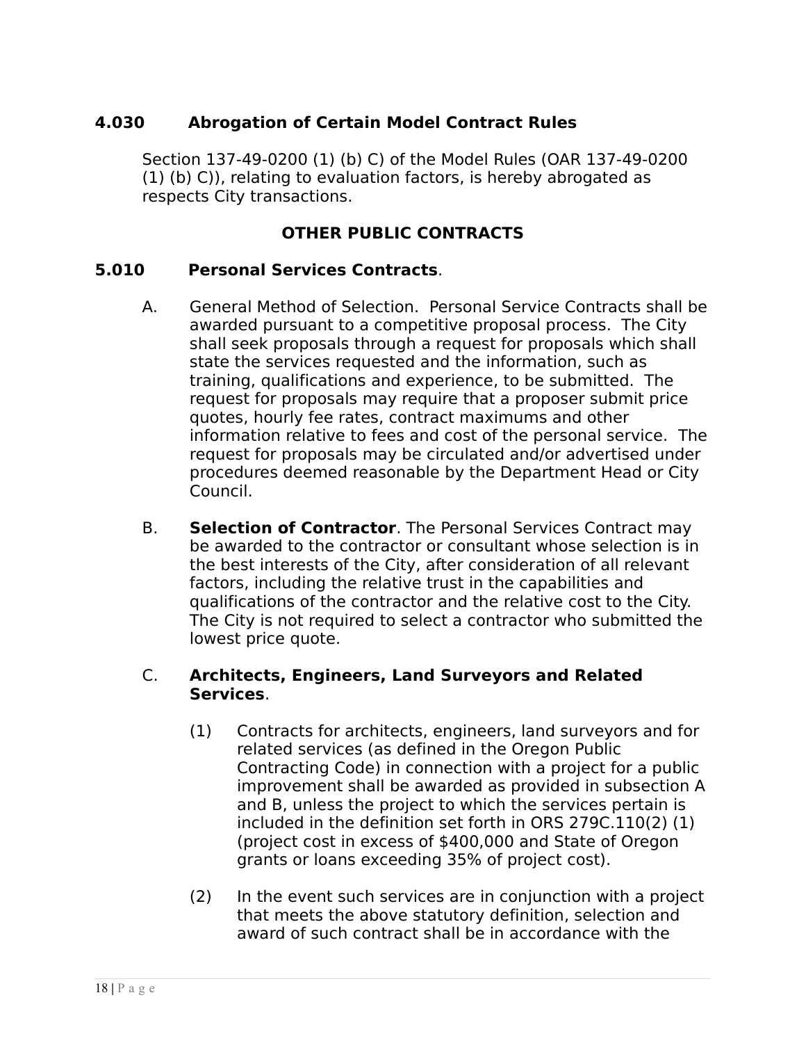### 4.030 Abrogation of Certain Model Contract Rules

Section 137-49-0200 (1) (b) C) of the Model Rules (OAR 137-49-0200 (1) (b) C)), relating to evaluation factors, is hereby abrogated as respects City transactions.

## OTHER PUBLIC CONTRACTS

### 5.010 Personal Services Contracts.

A. General Method of Selection. Personal Service Contracts shall be awarded pursuant to a competitive proposal process. The City shall seek proposals through a request for proposals which shall state the services requested and the information, such as training, qualifications and experience, to be submitted. The request for proposals may require that a proposer submit price quotes, hourly fee rates, contract maximums and other information relative to fees and cost of the personal service. The request for proposals may be circulated and/or advertised under procedures deemed reasonable by the Department Head or City Council.

B. **Selection of Contractor**. The Personal Services Contract may be awarded to the contractor or consultant whose selection is in the best interests of the City, after consideration of all relevant factors, including the relative trust in the capabilities and qualifications of the contractor and the relative cost to the City. The City is not required to select a contractor who submitted the lowest price quote.

C. **Architects, Engineers, Land Surveyors and Related Services**.

(1) Contracts for architects, engineers, land surveyors and for related services (as defined in the Oregon Public Contracting Code) in connection with a project for a public improvement shall be awarded as provided in subsection A and B, unless the project to which the services pertain is included in the definition set forth in ORS 279C.110(2) (1) (project cost in excess of $400,000 and State of Oregon grants or loans exceeding 35% of project cost).

(2) In the event such services are in conjunction with a project that meets the above statutory definition, selection and award of such contract shall be in accordance with the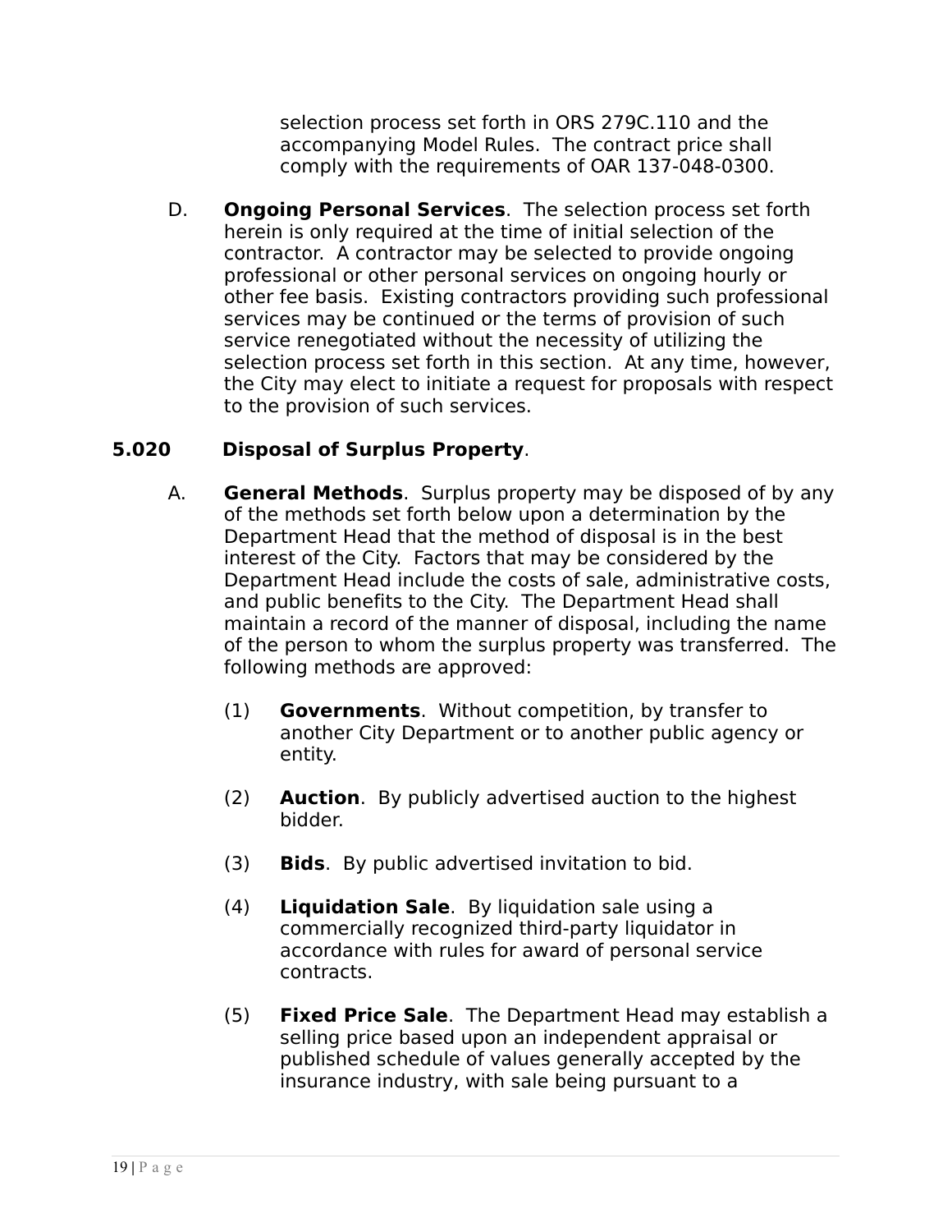selection process set forth in ORS 279C.110 and the accompanying Model Rules. The contract price shall comply with the requirements of OAR 137-048-0300.

D. **Ongoing Personal Services**. The selection process set forth herein is only required at the time of initial selection of the contractor. A contractor may be selected to provide ongoing professional or other personal services on ongoing hourly or other fee basis. Existing contractors providing such professional services may be continued or the terms of provision of such service renegotiated without the necessity of utilizing the selection process set forth in this section. At any time, however, the City may elect to initiate a request for proposals with respect to the provision of such services.

### 5.020 Disposal of Surplus Property.

A. **General Methods**. Surplus property may be disposed of by any of the methods set forth below upon a determination by the Department Head that the method of disposal is in the best interest of the City. Factors that may be considered by the Department Head include the costs of sale, administrative costs, and public benefits to the City. The Department Head shall maintain a record of the manner of disposal, including the name of the person to whom the surplus property was transferred. The following methods are approved:

(1) **Governments**. Without competition, by transfer to another City Department or to another public agency or entity.

(2) **Auction**. By publicly advertised auction to the highest bidder.

(3) **Bids**. By public advertised invitation to bid.

(4) **Liquidation Sale**. By liquidation sale using a commercially recognized third-party liquidator in accordance with rules for award of personal service contracts.

(5) **Fixed Price Sale**. The Department Head may establish a selling price based upon an independent appraisal or published schedule of values generally accepted by the insurance industry, with sale being pursuant to a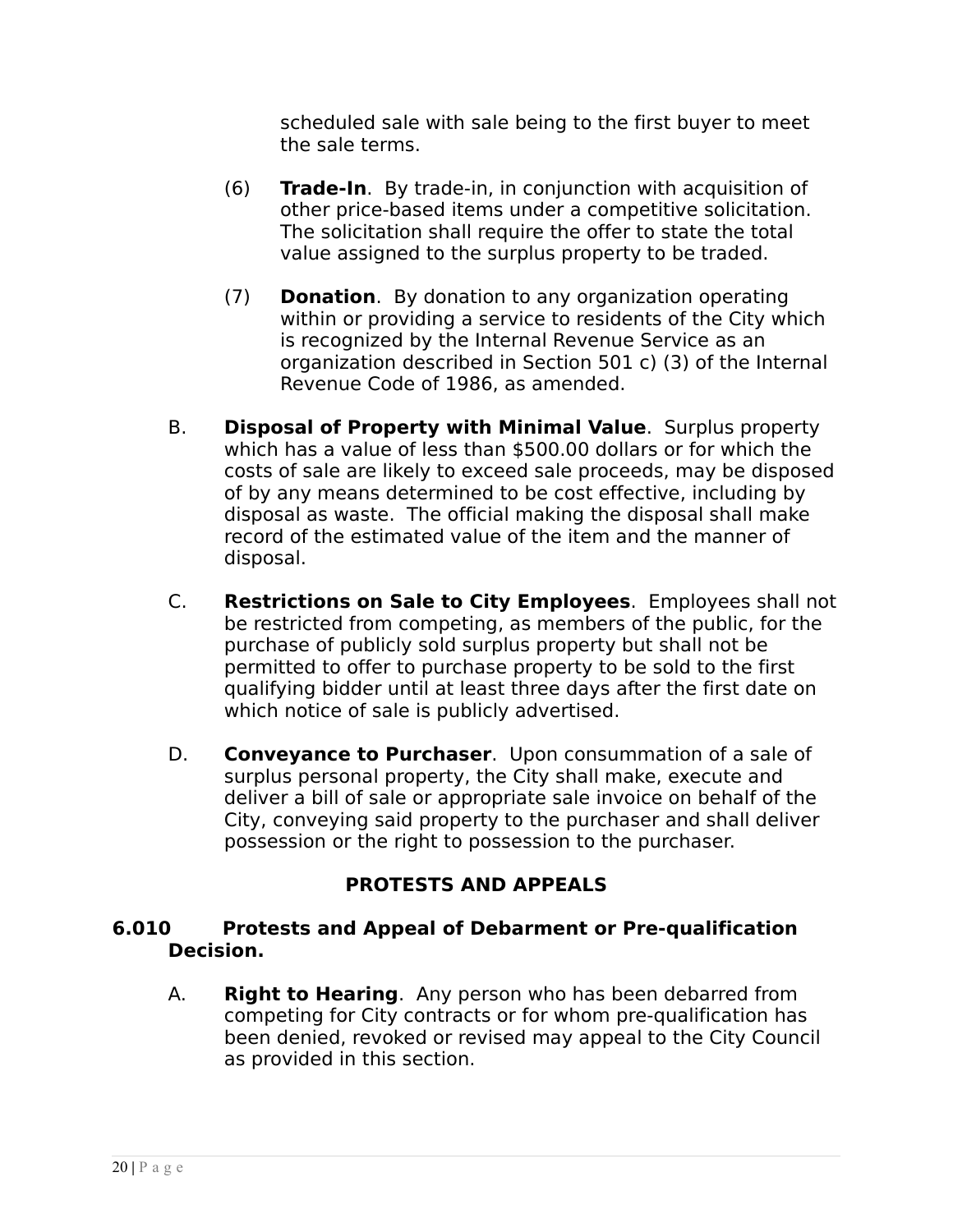scheduled sale with sale being to the first buyer to meet the sale terms.

(6) **Trade-In**. By trade-in, in conjunction with acquisition of other price-based items under a competitive solicitation. The solicitation shall require the offer to state the total value assigned to the surplus property to be traded.

(7) **Donation**. By donation to any organization operating within or providing a service to residents of the City which is recognized by the Internal Revenue Service as an organization described in Section 501 c) (3) of the Internal Revenue Code of 1986, as amended.

B. **Disposal of Property with Minimal Value**. Surplus property which has a value of less than $500.00 dollars or for which the costs of sale are likely to exceed sale proceeds, may be disposed of by any means determined to be cost effective, including by disposal as waste. The official making the disposal shall make record of the estimated value of the item and the manner of disposal.

C. **Restrictions on Sale to City Employees**. Employees shall not be restricted from competing, as members of the public, for the purchase of publicly sold surplus property but shall not be permitted to offer to purchase property to be sold to the first qualifying bidder until at least three days after the first date on which notice of sale is publicly advertised.

D. **Conveyance to Purchaser**. Upon consummation of a sale of surplus personal property, the City shall make, execute and deliver a bill of sale or appropriate sale invoice on behalf of the City, conveying said property to the purchaser and shall deliver possession or the right to possession to the purchaser.

## PROTESTS AND APPEALS

### 6.010 Protests and Appeal of Debarment or Pre-qualification Decision.

A. **Right to Hearing**. Any person who has been debarred from competing for City contracts or for whom pre-qualification has been denied, revoked or revised may appeal to the City Council as provided in this section.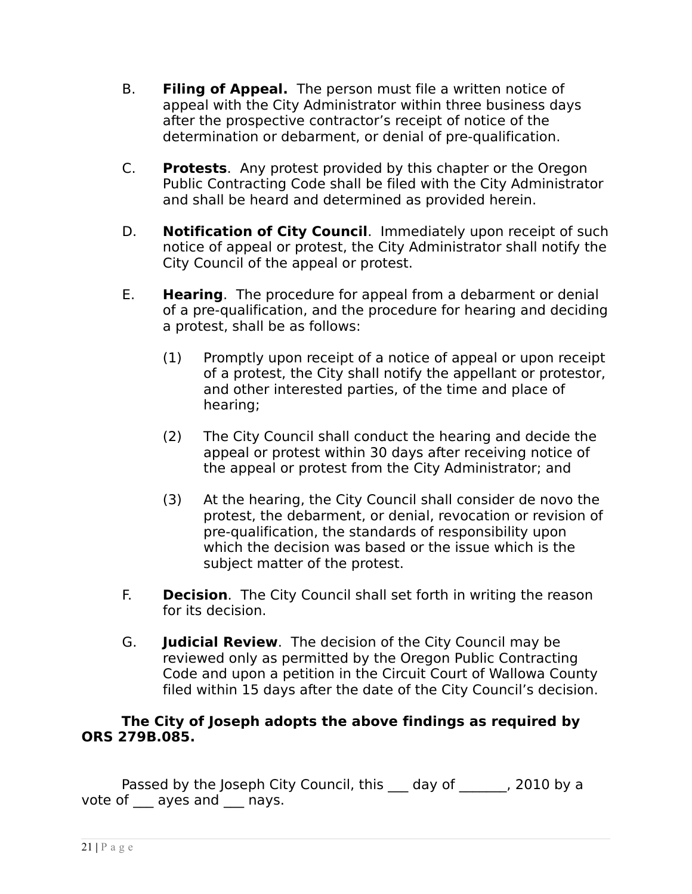B. **Filing of Appeal.** The person must file a written notice of appeal with the City Administrator within three business days after the prospective contractor's receipt of notice of the determination or debarment, or denial of pre-qualification.

C. **Protests**. Any protest provided by this chapter or the Oregon Public Contracting Code shall be filed with the City Administrator and shall be heard and determined as provided herein.

D. **Notification of City Council**. Immediately upon receipt of such notice of appeal or protest, the City Administrator shall notify the City Council of the appeal or protest.

E. **Hearing**. The procedure for appeal from a debarment or denial of a pre-qualification, and the procedure for hearing and deciding a protest, shall be as follows:

(1) Promptly upon receipt of a notice of appeal or upon receipt of a protest, the City shall notify the appellant or protestor, and other interested parties, of the time and place of hearing;

(2) The City Council shall conduct the hearing and decide the appeal or protest within 30 days after receiving notice of the appeal or protest from the City Administrator; and

(3) At the hearing, the City Council shall consider de novo the protest, the debarment, or denial, revocation or revision of pre-qualification, the standards of responsibility upon which the decision was based or the issue which is the subject matter of the protest.

F. **Decision**. The City Council shall set forth in writing the reason for its decision.

G. **Judicial Review**. The decision of the City Council may be reviewed only as permitted by the Oregon Public Contracting Code and upon a petition in the Circuit Court of Wallowa County filed within 15 days after the date of the City Council's decision.

**The City of Joseph adopts the above findings as required by ORS 279B.085.**

Passed by the Joseph City Council, this ___ day of _______, 2010 by a vote of ___ ayes and ___ nays.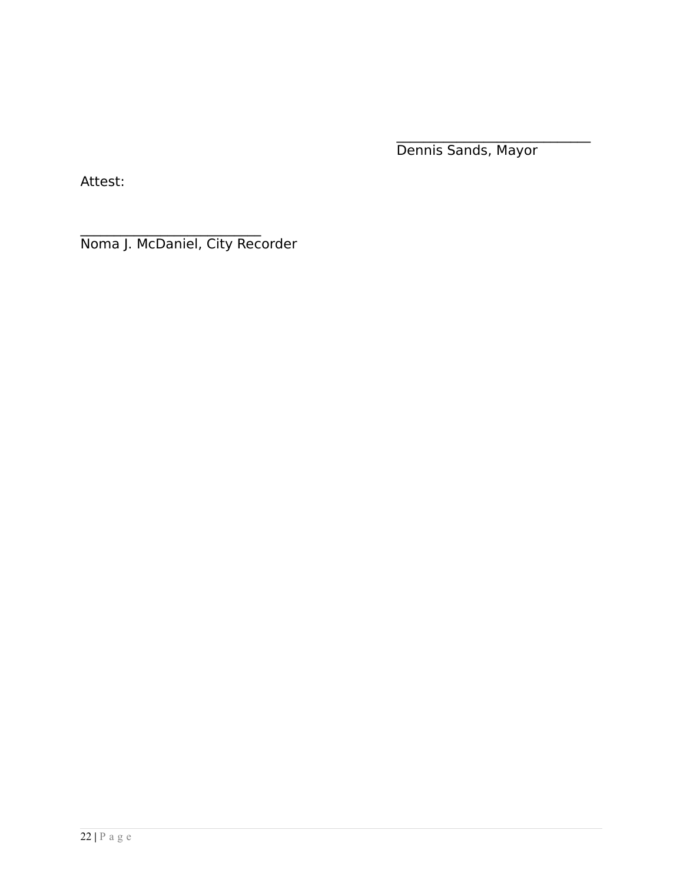______________________________
Dennis Sands, Mayor

Attest:

____________________________
Noma J. McDaniel, City Recorder